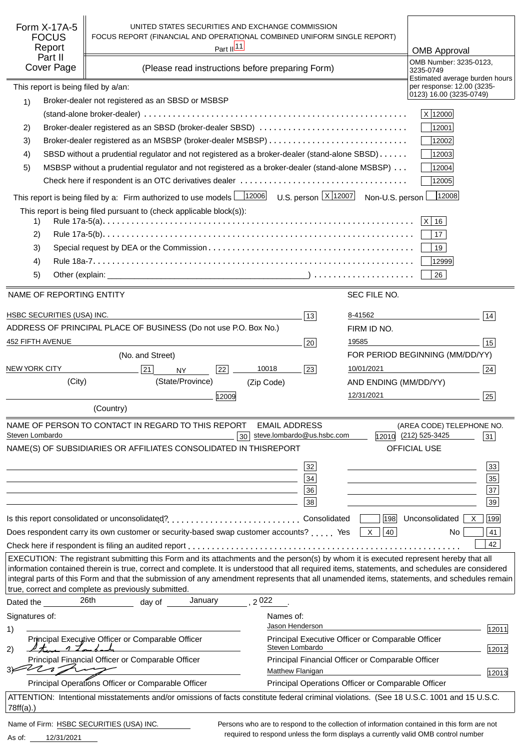# Form X-17A-5 FOCUS Report Part II Cover Page

UNITED STATES SECURITIES AND EXCHANGE COMMISSION
FOCUS REPORT (FINANCIAL AND OPERATIONAL COMBINED UNIFORM SINGLE REPORT)
Part II [11]

(Please read instructions before preparing Form)

**OMB Approval**
OMB Number: 3235-0123, 3235-0749
Estimated average burden hours per response: 12.00 (3235-0123) 16.00 (3235-0749)

This report is being filed by a/an:

1) Broker-dealer not registered as an SBSD or MSBSP (stand-alone broker-dealer) . . . . . X [12000]
2) Broker-dealer registered as an SBSD (broker-dealer SBSD) . . . . . [12001]
3) Broker-dealer registered as an MSBSP (broker-dealer MSBSP) . . . . . [12002]
4) SBSD without a prudential regulator and not registered as a broker-dealer (stand-alone SBSD) . . . . . [12003]
5) MSBSP without a prudential regulator and not registered as a broker-dealer (stand-alone MSBSP) . . . [12004]

Check here if respondent is an OTC derivatives dealer . . . . . [12005]

This report is being filed by a: Firm authorized to use models [12006] U.S. person X [12007] Non-U.S. person [12008]

This report is being filed pursuant to (check applicable block(s)):

1) Rule 17a-5(a) . . . . . X [16]
2) Rule 17a-5(b) . . . . . [17]
3) Special request by DEA or the Commission . . . . . [19]
4) Rule 18a-7 . . . . . [12999]
5) Other (explain: \_\_\_\_\_\_\_\_\_\_) . . . . . [26]

| NAME OF REPORTING ENTITY | | SEC FILE NO. | |
|---|---|---|---|
| HSBC SECURITIES (USA) INC. | [13] | 8-41562 | [14] |
| ADDRESS OF PRINCIPAL PLACE OF BUSINESS (Do not use P.O. Box No.) | | FIRM ID NO. | |
| 452 FIFTH AVENUE (No. and Street) | [20] | 19585 | [15] |
| | | FOR PERIOD BEGINNING (MM/DD/YY) | |
| NEW YORK CITY (City) [21] NY (State/Province) [22] 10018 (Zip Code) | [23] | 10/01/2021 | [24] |
| | | AND ENDING (MM/DD/YY) | |
| (Country) | [12009] | 12/31/2021 | [25] |

| NAME OF PERSON TO CONTACT IN REGARD TO THIS REPORT | | EMAIL ADDRESS | | (AREA CODE) TELEPHONE NO. | |
|---|---|---|---|---|---|
| Steven Lombardo | [30] | steve.lombardo@us.hsbc.com | [12010] | (212) 525-3425 | [31] |

| NAME(S) OF SUBSIDIARIES OR AFFILIATES CONSOLIDATED IN THISREPORT | | OFFICIAL USE | |
|---|---|---|---|
| | [32] | | [33] |
| | [34] | | [35] |
| | [36] | | [37] |
| | [38] | | [39] |

Is this report consolidated or unconsolidated? . . . . . Consolidated [198] Unconsolidated X [199]

Does respondent carry its own customer or security-based swap customer accounts? . . . . . Yes X [40] No [41]

Check here if respondent is filing an audited report . . . . . [42]

EXECUTION: The registrant submitting this Form and its attachments and the person(s) by whom it is executed represent hereby that all information contained therein is true, correct and complete. It is understood that all required items, statements, and schedules are considered integral parts of this Form and that the submission of any amendment represents that all unamended items, statements, and schedules remain true, correct and complete as previously submitted.

Dated the 26th day of January, 2022.

| Signatures of: | Names of: | |
|---|---|---|
| 1) Principal Executive Officer or Comparable Officer | Jason Henderson — Principal Executive Officer or Comparable Officer | [12011] |
| 2) [signature] Principal Financial Officer or Comparable Officer | Steven Lombardo — Principal Financial Officer or Comparable Officer | [12012] |
| 3) [signature] Principal Operations Officer or Comparable Officer | Matthew Flanigan — Principal Operations Officer or Comparable Officer | [12013] |

ATTENTION: Intentional misstatements and/or omissions of facts constitute federal criminal violations. (See 18 U.S.C. 1001 and 15 U.S.C. 78ff(a).)

Name of Firm: HSBC SECURITIES (USA) INC.
As of: 12/31/2021

Persons who are to respond to the collection of information contained in this form are not required to respond unless the form displays a currently valid OMB control number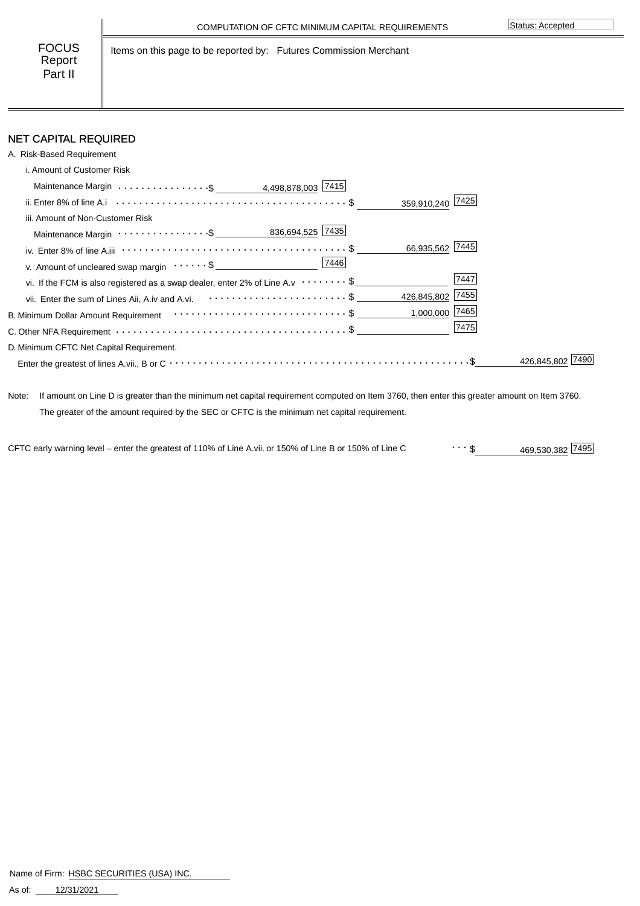COMPUTATION OF CFTC MINIMUM CAPITAL REQUIREMENTS

Status: Accepted

FOCUS Report Part II

Items on this page to be reported by: Futures Commission Merchant

## NET CAPITAL REQUIRED

A. Risk-Based Requirement

| Item | | Code | | Code | | Code |
|---|---|---|---|---|---|---|
| i. Amount of Customer Risk Maintenance Margin | $ 4,498,878,003 | 7415 | | | | |
| ii. Enter 8% of line A.i | | | $ 359,910,240 | 7425 | | |
| iii. Amount of Non-Customer Risk Maintenance Margin | $ 836,694,525 | 7435 | | | | |
| iv. Enter 8% of line A.iii | | | $ 66,935,562 | 7445 | | |
| v. Amount of uncleared swap margin | $ | 7446 | | | | |
| vi. If the FCM is also registered as a swap dealer, enter 2% of Line A.v | | | $ | 7447 | | |
| vii. Enter the sum of Lines Aii, A.iv and A.vi. | | | $ 426,845,802 | 7455 | | |
| B. Minimum Dollar Amount Requirement | | | $ 1,000,000 | 7465 | | |
| C. Other NFA Requirement | | | $ | 7475 | | |
| D. Minimum CFTC Net Capital Requirement. Enter the greatest of lines A.vii., B or C | | | | | $ 426,845,802 | 7490 |

Note: If amount on Line D is greater than the minimum net capital requirement computed on Item 3760, then enter this greater amount on Item 3760. The greater of the amount required by the SEC or CFTC is the minimum net capital requirement.

CFTC early warning level – enter the greatest of 110% of Line A.vii. or 150% of Line B or 150% of Line C ... $ 469,530,382 [7495]

Name of Firm: HSBC SECURITIES (USA) INC.

As of: 12/31/2021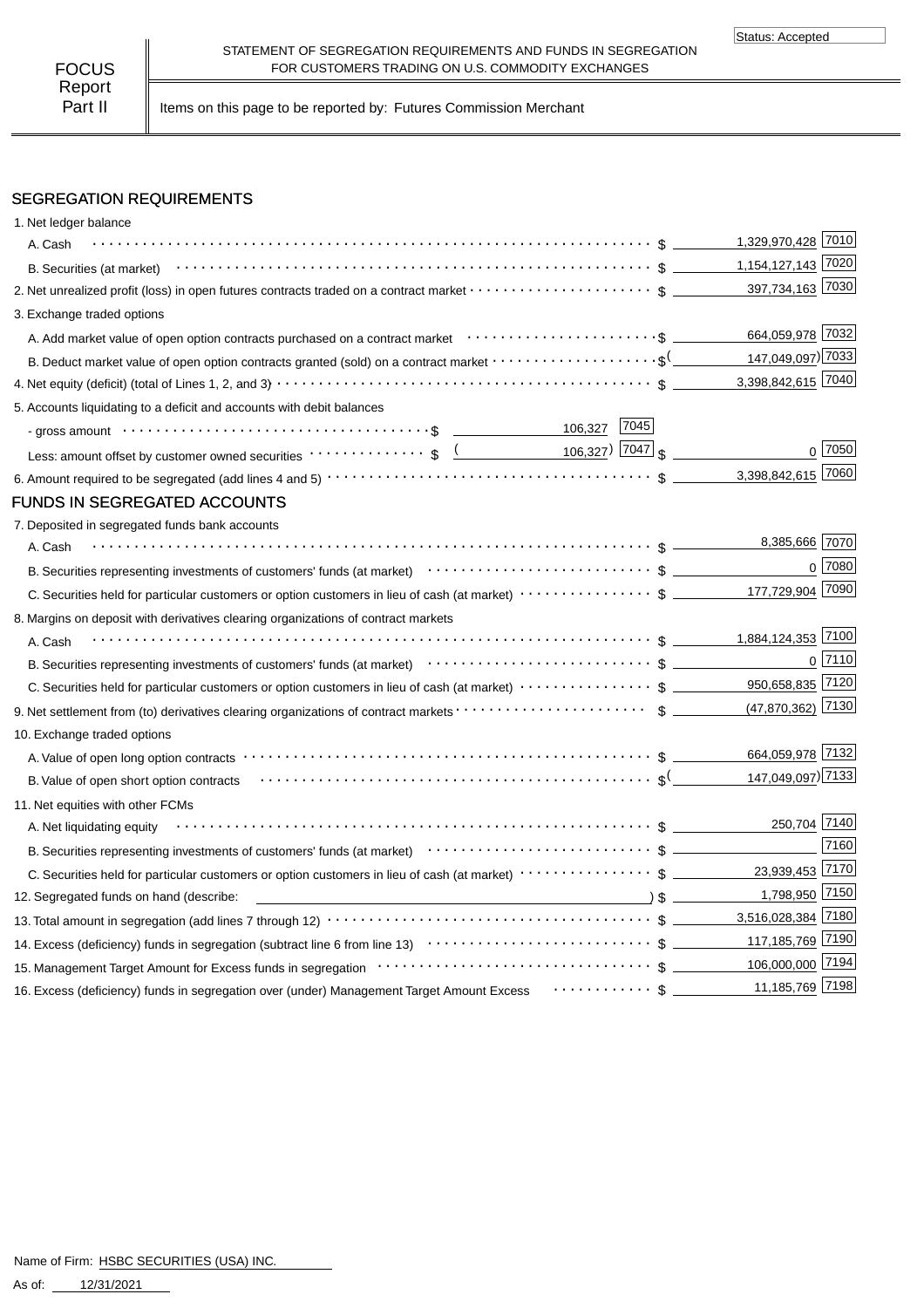Status: Accepted

**FOCUS Report Part II**

STATEMENT OF SEGREGATION REQUIREMENTS AND FUNDS IN SEGREGATION FOR CUSTOMERS TRADING ON U.S. COMMODITY EXCHANGES

Items on this page to be reported by: Futures Commission Merchant

## SEGREGATION REQUIREMENTS

| Item | | | Amount | Code |
|---|---|---|---|---|
| 1. Net ledger balance | | | | |
| A. Cash | | | $ 1,329,970,428 | 7010 |
| B. Securities (at market) | | | $ 1,154,127,143 | 7020 |
| 2. Net unrealized profit (loss) in open futures contracts traded on a contract market | | | $ 397,734,163 | 7030 |
| 3. Exchange traded options | | | | |
| A. Add market value of open option contracts purchased on a contract market | | | $ 664,059,978 | 7032 |
| B. Deduct market value of open option contracts granted (sold) on a contract market | | | $ (147,049,097) | 7033 |
| 4. Net equity (deficit) (total of Lines 1, 2, and 3) | | | $ 3,398,842,615 | 7040 |
| 5. Accounts liquidating to a deficit and accounts with debit balances | | | | |
| - gross amount | $ 106,327 | 7045 | | |
| Less: amount offset by customer owned securities | $ (106,327) | 7047 | $ 0 | 7050 |
| 6. Amount required to be segregated (add lines 4 and 5) | | | $ 3,398,842,615 | 7060 |

## FUNDS IN SEGREGATED ACCOUNTS

| Item | Amount | Code |
|---|---|---|
| 7. Deposited in segregated funds bank accounts | | |
| A. Cash | $ 8,385,666 | 7070 |
| B. Securities representing investments of customers' funds (at market) | $ 0 | 7080 |
| C. Securities held for particular customers or option customers in lieu of cash (at market) | $ 177,729,904 | 7090 |
| 8. Margins on deposit with derivatives clearing organizations of contract markets | | |
| A. Cash | $ 1,884,124,353 | 7100 |
| B. Securities representing investments of customers' funds (at market) | $ 0 | 7110 |
| C. Securities held for particular customers or option customers in lieu of cash (at market) | $ 950,658,835 | 7120 |
| 9. Net settlement from (to) derivatives clearing organizations of contract markets | $ (47,870,362) | 7130 |
| 10. Exchange traded options | | |
| A. Value of open long option contracts | $ 664,059,978 | 7132 |
| B. Value of open short option contracts | $ (147,049,097) | 7133 |
| 11. Net equities with other FCMs | | |
| A. Net liquidating equity | $ 250,704 | 7140 |
| B. Securities representing investments of customers' funds (at market) | $ | 7160 |
| C. Securities held for particular customers or option customers in lieu of cash (at market) | $ 23,939,453 | 7170 |
| 12. Segregated funds on hand (describe: ) | $ 1,798,950 | 7150 |
| 13. Total amount in segregation (add lines 7 through 12) | $ 3,516,028,384 | 7180 |
| 14. Excess (deficiency) funds in segregation (subtract line 6 from line 13) | $ 117,185,769 | 7190 |
| 15. Management Target Amount for Excess funds in segregation | $ 106,000,000 | 7194 |
| 16. Excess (deficiency) funds in segregation over (under) Management Target Amount Excess | $ 11,185,769 | 7198 |

Name of Firm: HSBC SECURITIES (USA) INC.

As of: 12/31/2021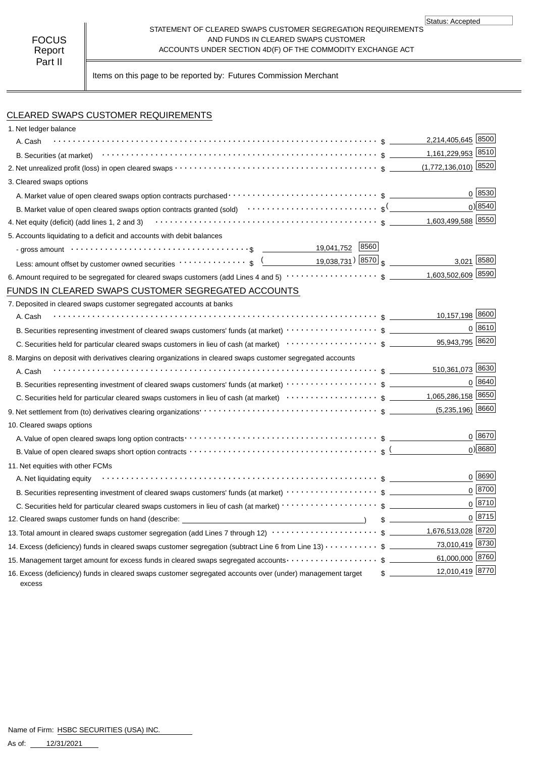Status: Accepted

**FOCUS Report Part II**

STATEMENT OF CLEARED SWAPS CUSTOMER SEGREGATION REQUIREMENTS AND FUNDS IN CLEARED SWAPS CUSTOMER ACCOUNTS UNDER SECTION 4D(F) OF THE COMMODITY EXCHANGE ACT

Items on this page to be reported by: Futures Commission Merchant

## CLEARED SWAPS CUSTOMER REQUIREMENTS

| Item | | | Amount | Code |
|---|---|---|---|---|
| 1. Net ledger balance | | | | |
| A. Cash | | | $ 2,214,405,645 | 8500 |
| B. Securities (at market) | | | $ 1,161,229,953 | 8510 |
| 2. Net unrealized profit (loss) in open cleared swaps | | | $ (1,772,136,010) | 8520 |
| 3. Cleared swaps options | | | | |
| A. Market value of open cleared swaps option contracts purchased | | | $ 0 | 8530 |
| B. Market value of open cleared swaps option contracts granted (sold) | | | $ ( 0) | 8540 |
| 4. Net equity (deficit) (add lines 1, 2 and 3) | | | $ 1,603,499,588 | 8550 |
| 5. Accounts liquidating to a deficit and accounts with debit balances | | | | |
| - gross amount | $ 19,041,752 | 8560 | | |
| Less: amount offset by customer owned securities | $ ( 19,038,731) | 8570 | $ 3,021 | 8580 |
| 6. Amount required to be segregated for cleared swaps customers (add Lines 4 and 5) | | | $ 1,603,502,609 | 8590 |

## FUNDS IN CLEARED SWAPS CUSTOMER SEGREGATED ACCOUNTS

| Item | Amount | Code |
|---|---|---|
| 7. Deposited in cleared swaps customer segregated accounts at banks | | |
| A. Cash | $ 10,157,198 | 8600 |
| B. Securities representing investment of cleared swaps customers' funds (at market) | $ 0 | 8610 |
| C. Securities held for particular cleared swaps customers in lieu of cash (at market) | $ 95,943,795 | 8620 |
| 8. Margins on deposit with derivatives clearing organizations in cleared swaps customer segregated accounts | | |
| A. Cash | $ 510,361,073 | 8630 |
| B. Securities representing investment of cleared swaps customers' funds (at market) | $ 0 | 8640 |
| C. Securities held for particular cleared swaps customers in lieu of cash (at market) | $ 1,065,286,158 | 8650 |
| 9. Net settlement from (to) derivatives clearing organizations | $ (5,235,196) | 8660 |
| 10. Cleared swaps options | | |
| A. Value of open cleared swaps long option contracts | $ 0 | 8670 |
| B. Value of open cleared swaps short option contracts | $ ( 0) | 8680 |
| 11. Net equities with other FCMs | | |
| A. Net liquidating equity | $ 0 | 8690 |
| B. Securities representing investment of cleared swaps customers' funds (at market) | $ 0 | 8700 |
| C. Securities held for particular cleared swaps customers in lieu of cash (at market) | $ 0 | 8710 |
| 12. Cleared swaps customer funds on hand (describe: ) | $ 0 | 8715 |
| 13. Total amount in cleared swaps customer segregation (add Lines 7 through 12) | $ 1,676,513,028 | 8720 |
| 14. Excess (deficiency) funds in cleared swaps customer segregation (subtract Line 6 from Line 13) | $ 73,010,419 | 8730 |
| 15. Management target amount for excess funds in cleared swaps segregated accounts | $ 61,000,000 | 8760 |
| 16. Excess (deficiency) funds in cleared swaps customer segregated accounts over (under) management target excess | $ 12,010,419 | 8770 |

Name of Firm: HSBC SECURITIES (USA) INC.

As of: 12/31/2021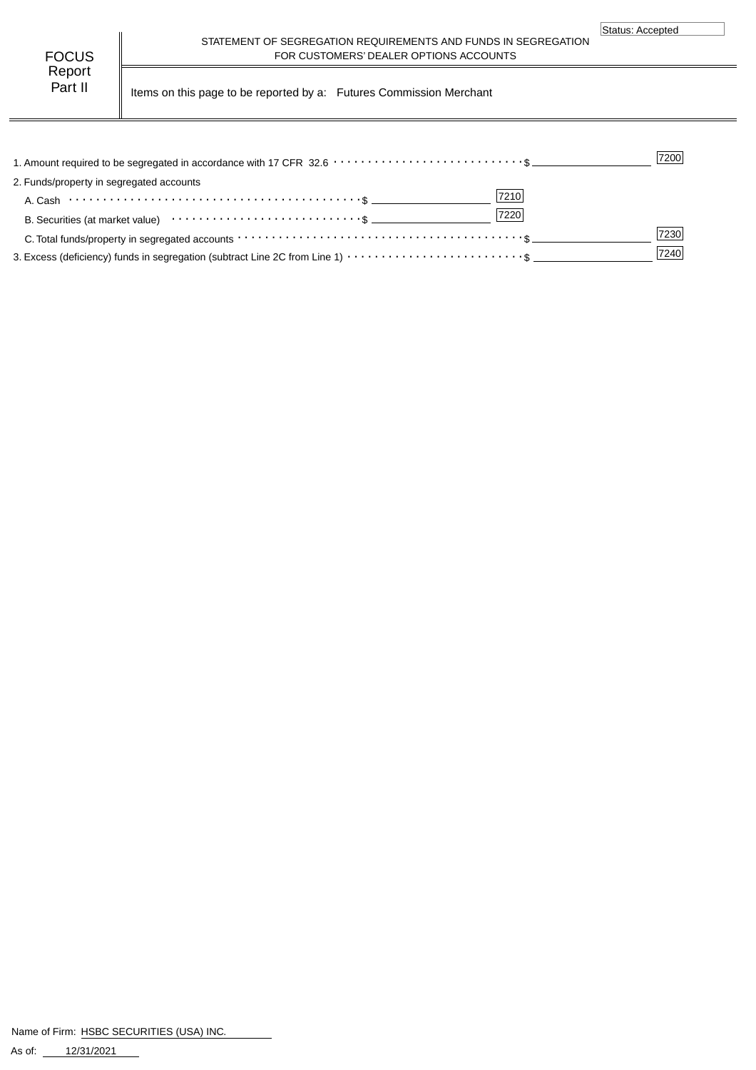Status: Accepted

# FOCUS Report Part II

## STATEMENT OF SEGREGATION REQUIREMENTS AND FUNDS IN SEGREGATION FOR CUSTOMERS' DEALER OPTIONS ACCOUNTS

Items on this page to be reported by a: Futures Commission Merchant

| Item | | | Code |
|---|---|---|---|
| 1. Amount required to be segregated in accordance with 17 CFR 32.6 | | $ | 7200 |
| 2. Funds/property in segregated accounts | | | |
| A. Cash | $ | | 7210 |
| B. Securities (at market value) | $ | | 7220 |
| C. Total funds/property in segregated accounts | | $ | 7230 |
| 3. Excess (deficiency) funds in segregation (subtract Line 2C from Line 1) | | $ | 7240 |

Name of Firm: HSBC SECURITIES (USA) INC.

As of: 12/31/2021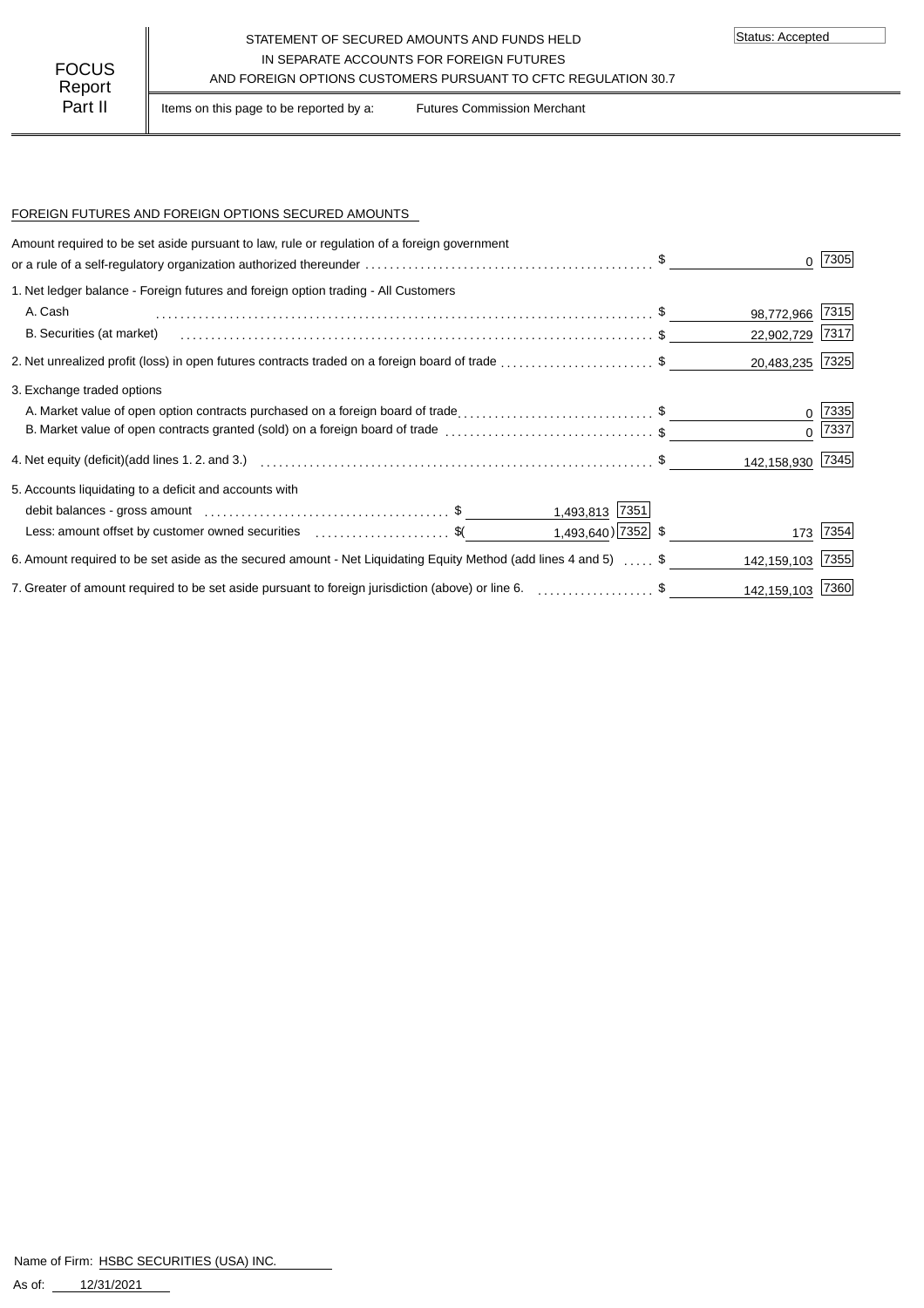Status: Accepted

# FOCUS Report Part II

STATEMENT OF SECURED AMOUNTS AND FUNDS HELD
IN SEPARATE ACCOUNTS FOR FOREIGN FUTURES
AND FOREIGN OPTIONS CUSTOMERS PURSUANT TO CFTC REGULATION 30.7

Items on this page to be reported by a: Futures Commission Merchant

## FOREIGN FUTURES AND FOREIGN OPTIONS SECURED AMOUNTS

| Description | | | Amount | Code |
|---|---|---|---|---|
| Amount required to be set aside pursuant to law, rule or regulation of a foreign government or a rule of a self-regulatory organization authorized thereunder | | | $ 0 | 7305 |
| 1. Net ledger balance - Foreign futures and foreign option trading - All Customers | | | | |
| A. Cash | | | $ 98,772,966 | 7315 |
| B. Securities (at market) | | | $ 22,902,729 | 7317 |
| 2. Net unrealized profit (loss) in open futures contracts traded on a foreign board of trade | | | $ 20,483,235 | 7325 |
| 3. Exchange traded options | | | | |
| A. Market value of open option contracts purchased on a foreign board of trade | | | $ 0 | 7335 |
| B. Market value of open contracts granted (sold) on a foreign board of trade | | | $ 0 | 7337 |
| 4. Net equity (deficit)(add lines 1. 2. and 3.) | | | $ 142,158,930 | 7345 |
| 5. Accounts liquidating to a deficit and accounts with | | | | |
| debit balances - gross amount | $ 1,493,813 | 7351 | | |
| Less: amount offset by customer owned securities | $( 1,493,640) | 7352 | $ 173 | 7354 |
| 6. Amount required to be set aside as the secured amount - Net Liquidating Equity Method (add lines 4 and 5) | | | $ 142,159,103 | 7355 |
| 7. Greater of amount required to be set aside pursuant to foreign jurisdiction (above) or line 6. | | | $ 142,159,103 | 7360 |

Name of Firm: HSBC SECURITIES (USA) INC.

As of: 12/31/2021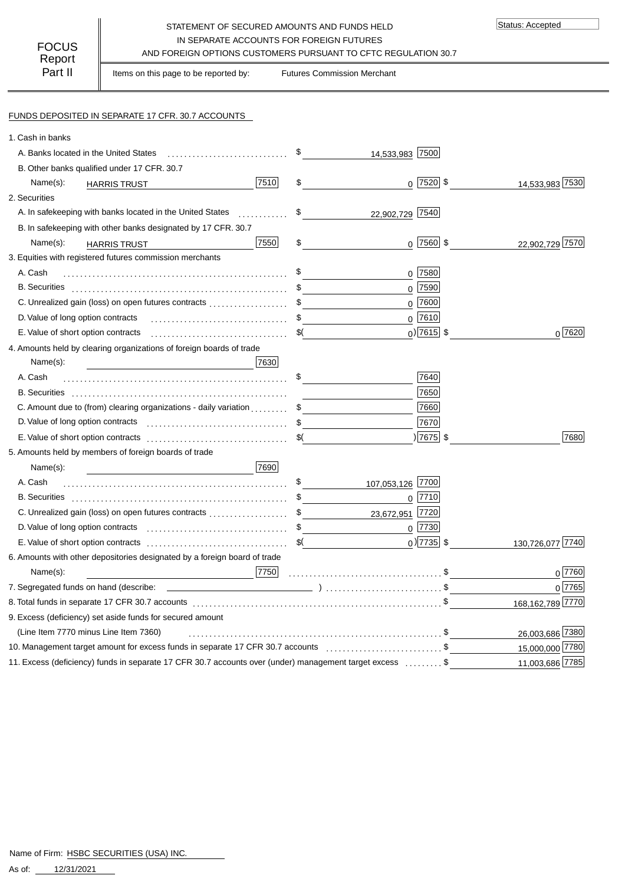FOCUS Report Part II

STATEMENT OF SECURED AMOUNTS AND FUNDS HELD IN SEPARATE ACCOUNTS FOR FOREIGN FUTURES AND FOREIGN OPTIONS CUSTOMERS PURSUANT TO CFTC REGULATION 30.7

Status: Accepted

Items on this page to be reported by: Futures Commission Merchant

## FUNDS DEPOSITED IN SEPARATE 17 CFR. 30.7 ACCOUNTS

| | | | | | |
|---|---|---|---|---|---|
| 1. Cash in banks | | | | | |
| A. Banks located in the United States | | $ 14,533,983 | 7500 | | |
| B. Other banks qualified under 17 CFR. 30.7 | | | | | |
| Name(s): HARRIS TRUST | 7510 | $ 0 | 7520 | $ 14,533,983 | 7530 |
| 2. Securities | | | | | |
| A. In safekeeping with banks located in the United States | | $ 22,902,729 | 7540 | | |
| B. In safekeeping with other banks designated by 17 CFR. 30.7 | | | | | |
| Name(s): HARRIS TRUST | 7550 | $ 0 | 7560 | $ 22,902,729 | 7570 |
| 3. Equities with registered futures commission merchants | | | | | |
| A. Cash | | $ 0 | 7580 | | |
| B. Securities | | $ 0 | 7590 | | |
| C. Unrealized gain (loss) on open futures contracts | | $ 0 | 7600 | | |
| D. Value of long option contracts | | $ 0 | 7610 | | |
| E. Value of short option contracts | | $( 0) | 7615 | $ 0 | 7620 |
| 4. Amounts held by clearing organizations of foreign boards of trade | | | | | |
| Name(s): | 7630 | | | | |
| A. Cash | | $ | 7640 | | |
| B. Securities | | | 7650 | | |
| C. Amount due to (from) clearing organizations - daily variation | | $ | 7660 | | |
| D. Value of long option contracts | | $ | 7670 | | |
| E. Value of short option contracts | | $( ) | 7675 | $ | 7680 |
| 5. Amounts held by members of foreign boards of trade | | | | | |
| Name(s): | 7690 | | | | |
| A. Cash | | $ 107,053,126 | 7700 | | |
| B. Securities | | $ 0 | 7710 | | |
| C. Unrealized gain (loss) on open futures contracts | | $ 23,672,951 | 7720 | | |
| D. Value of long option contracts | | $ 0 | 7730 | | |
| E. Value of short option contracts | | $( 0) | 7735 | $ 130,726,077 | 7740 |
| 6. Amounts with other depositories designated by a foreign board of trade | | | | | |
| Name(s): | 7750 | | | $ 0 | 7760 |
| 7. Segregated funds on hand (describe: ) | | | | $ 0 | 7765 |
| 8. Total funds in separate 17 CFR 30.7 accounts | | | | $ 168,162,789 | 7770 |
| 9. Excess (deficiency) set aside funds for secured amount (Line Item 7770 minus Line Item 7360) | | | | $ 26,003,686 | 7380 |
| 10. Management target amount for excess funds in separate 17 CFR 30.7 accounts | | | | $ 15,000,000 | 7780 |
| 11. Excess (deficiency) funds in separate 17 CFR 30.7 accounts over (under) management target excess | | | | $ 11,003,686 | 7785 |

Name of Firm: HSBC SECURITIES (USA) INC.

As of: 12/31/2021